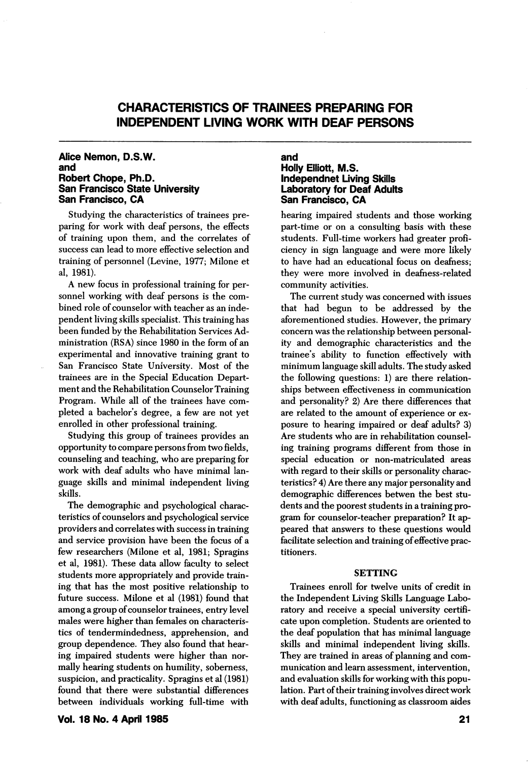# CHARACTERISTICS OF TRAINEES PREPARING FOR INDEPENDENT LIVING WORK WITH DEAF PERSONS

**Alice Nemon, D.S.W.**
**and**
**Robert Chope, Ph.D.**
**San Francisco State University**
**San Francisco, CA**

**and**
**Holly Elliott, M.S.**
**Independnet Living Skills**
**Laboratory for Deaf Adults**
**San Francisco, CA**

Studying the characteristics of trainees preparing for work with deaf persons, the effects of training upon them, and the correlates of success can lead to more effective selection and training of personnel (Levine, 1977; Milone et al, 1981).

A new focus in professional training for personnel working with deaf persons is the combined role of counselor with teacher as an independent living skills specialist. This training has been funded by the Rehabilitation Services Administration (RSA) since 1980 in the form of an experimental and innovative training grant to San Francisco State University. Most of the trainees are in the Special Education Department and the Rehabilitation Counselor Training Program. While all of the trainees have completed a bachelor's degree, a few are not yet enrolled in other professional training.

Studying this group of trainees provides an opportunity to compare persons from two fields, counseling and teaching, who are preparing for work with deaf adults who have minimal language skills and minimal independent living skills.

The demographic and psychological characteristics of counselors and psychological service providers and correlates with success in training and service provision have been the focus of a few researchers (Milone et al, 1981; Spragins et al, 1981). These data allow faculty to select students more appropriately and provide training that has the most positive relationship to future success. Milone et al (1981) found that among a group of counselor trainees, entry level males were higher than females on characteristics of tendermindedness, apprehension, and group dependence. They also found that hearing impaired students were higher than normally hearing students on humility, soberness, suspicion, and practicality. Spragins et al (1981) found that there were substantial differences between individuals working full-time with hearing impaired students and those working part-time or on a consulting basis with these students. Full-time workers had greater proficiency in sign language and were more likely to have had an educational focus on deafness; they were more involved in deafness-related community activities.

The current study was concerned with issues that had begun to be addressed by the aforementioned studies. However, the primary concern was the relationship between personality and demographic characteristics and the trainee's ability to function effectively with minimum language skill adults. The study asked the following questions: 1) are there relationships between effectiveness in communication and personality? 2) Are there differences that are related to the amount of experience or exposure to hearing impaired or deaf adults? 3) Are students who are in rehabilitation counseling training programs different from those in special education or non-matriculated areas with regard to their skills or personality characteristics? 4) Are there any major personality and demographic differences betwen the best students and the poorest students in a training program for counselor-teacher preparation? It appeared that answers to these questions would facilitate selection and training of effective practitioners.

## SETTING

Trainees enroll for twelve units of credit in the Independent Living Skills Language Laboratory and receive a special university certificate upon completion. Students are oriented to the deaf population that has minimal language skills and minimal independent living skills. They are trained in areas of planning and communication and learn assessment, intervention, and evaluation skills for working with this population. Part of their training involves direct work with deaf adults, functioning as classroom aides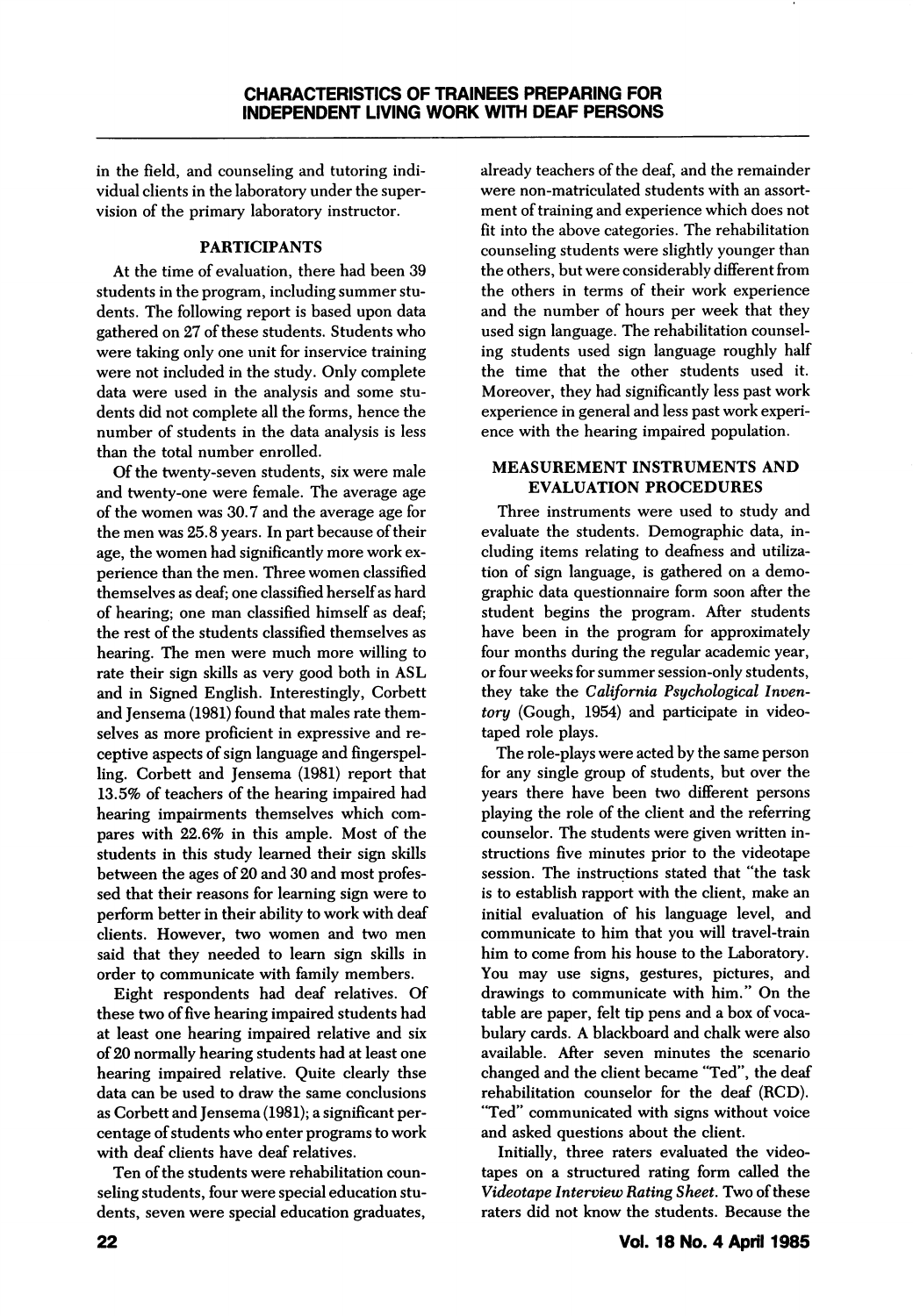in the field, and counseling and tutoring individual clients in the laboratory under the supervision of the primary laboratory instructor.

## PARTICIPANTS

At the time of evaluation, there had been 39 students in the program, including summer students. The following report is based upon data gathered on 27 of these students. Students who were taking only one unit for inservice training were not included in the study. Only complete data were used in the analysis and some students did not complete all the forms, hence the number of students in the data analysis is less than the total number enrolled.

Of the twenty-seven students, six were male and twenty-one were female. The average age of the women was 30.7 and the average age for the men was 25.8 years. In part because of their age, the women had significantly more work experience than the men. Three women classified themselves as deaf; one classified herself as hard of hearing; one man classified himself as deaf; the rest of the students classified themselves as hearing. The men were much more willing to rate their sign skills as very good both in ASL and in Signed English. Interestingly, Corbett and Jensema (1981) found that males rate themselves as more proficient in expressive and receptive aspects of sign language and fingerspelling. Corbett and Jensema (1981) report that 13.5% of teachers of the hearing impaired had hearing impairments themselves which compares with 22.6% in this ample. Most of the students in this study learned their sign skills between the ages of 20 and 30 and most professed that their reasons for learning sign were to perform better in their ability to work with deaf clients. However, two women and two men said that they needed to learn sign skills in order to communicate with family members.

Eight respondents had deaf relatives. Of these two of five hearing impaired students had at least one hearing impaired relative and six of 20 normally hearing students had at least one hearing impaired relative. Quite clearly thse data can be used to draw the same conclusions as Corbett and Jensema (1981); a significant percentage of students who enter programs to work with deaf clients have deaf relatives.

Ten of the students were rehabilitation counseling students, four were special education students, seven were special education graduates, already teachers of the deaf, and the remainder were non-matriculated students with an assortment of training and experience which does not fit into the above categories. The rehabilitation counseling students were slightly younger than the others, but were considerably different from the others in terms of their work experience and the number of hours per week that they used sign language. The rehabilitation counseling students used sign language roughly half the time that the other students used it. Moreover, they had significantly less past work experience in general and less past work experience with the hearing impaired population.

## MEASUREMENT INSTRUMENTS AND EVALUATION PROCEDURES

Three instruments were used to study and evaluate the students. Demographic data, including items relating to deafness and utilization of sign language, is gathered on a demographic data questionnaire form soon after the student begins the program. After students have been in the program for approximately four months during the regular academic year, or four weeks for summer session-only students, they take the *California Psychological Inventory* (Gough, 1954) and participate in videotaped role plays.

The role-plays were acted by the same person for any single group of students, but over the years there have been two different persons playing the role of the client and the referring counselor. The students were given written instructions five minutes prior to the videotape session. The instructions stated that "the task is to establish rapport with the client, make an initial evaluation of his language level, and communicate to him that you will travel-train him to come from his house to the Laboratory. You may use signs, gestures, pictures, and drawings to communicate with him." On the table are paper, felt tip pens and a box of vocabulary cards. A blackboard and chalk were also available. After seven minutes the scenario changed and the client became "Ted", the deaf rehabilitation counselor for the deaf (RCD). "Ted" communicated with signs without voice and asked questions about the client.

Initially, three raters evaluated the videotapes on a structured rating form called the *Videotape Interview Rating Sheet.* Two of these raters did not know the students. Because the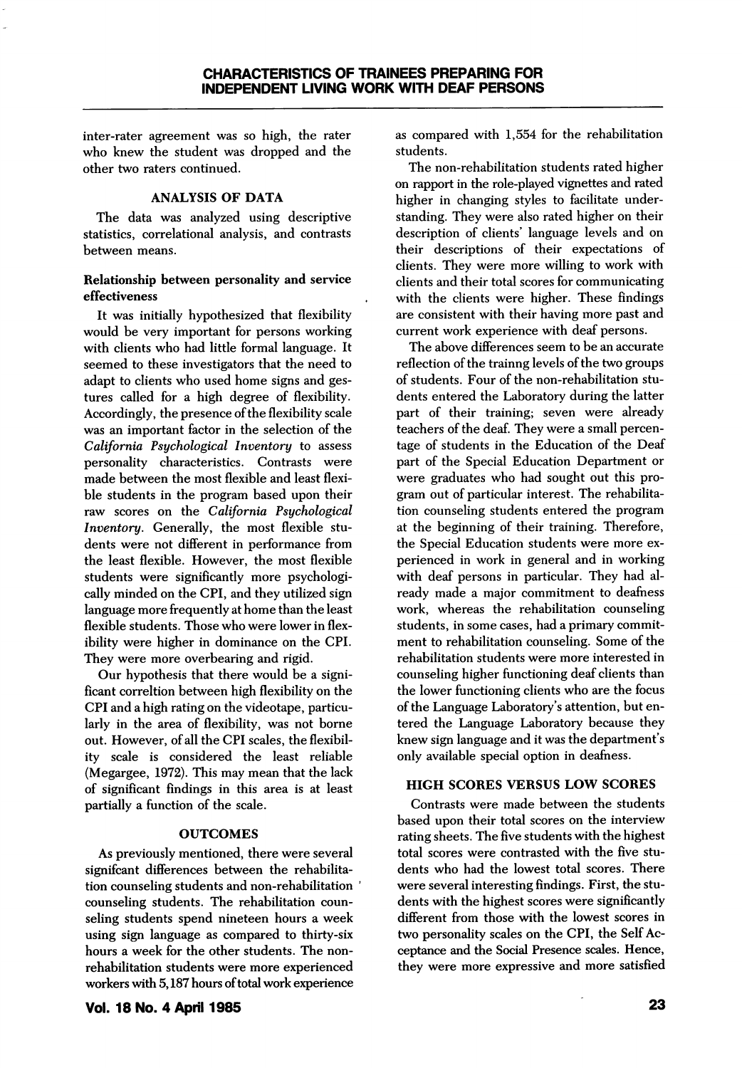inter-rater agreement was so high, the rater who knew the student was dropped and the other two raters continued.

## ANALYSIS OF DATA

The data was analyzed using descriptive statistics, correlational analysis, and contrasts between means.

### Relationship between personality and service effectiveness

It was initially hypothesized that flexibility would be very important for persons working with clients who had little formal language. It seemed to these investigators that the need to adapt to clients who used home signs and gestures called for a high degree of flexibility. Accordingly, the presence of the flexibility scale was an important factor in the selection of the *California Psychological Inventory* to assess personality characteristics. Contrasts were made between the most flexible and least flexible students in the program based upon their raw scores on the *California Psychological Inventory*. Generally, the most flexible students were not different in performance from the least flexible. However, the most flexible students were significantly more psychologically minded on the CPI, and they utilized sign language more frequently at home than the least flexible students. Those who were lower in flexibility were higher in dominance on the CPI. They were more overbearing and rigid.

Our hypothesis that there would be a significant correltion between high flexibility on the CPI and a high rating on the videotape, particularly in the area of flexibility, was not borne out. However, of all the CPI scales, the flexibility scale is considered the least reliable (Megargee, 1972). This may mean that the lack of significant findings in this area is at least partially a function of the scale.

## OUTCOMES

As previously mentioned, there were several signifcant differences between the rehabilitation counseling students and non-rehabilitation counseling students. The rehabilitation counseling students spend nineteen hours a week using sign language as compared to thirty-six hours a week for the other students. The non-rehabilitation students were more experienced workers with 5,187 hours of total work experience as compared with 1,554 for the rehabilitation students.

The non-rehabilitation students rated higher on rapport in the role-played vignettes and rated higher in changing styles to facilitate understanding. They were also rated higher on their description of clients' language levels and on their descriptions of their expectations of clients. They were more willing to work with clients and their total scores for communicating with the clients were higher. These findings are consistent with their having more past and current work experience with deaf persons.

The above differences seem to be an accurate reflection of the trainng levels of the two groups of students. Four of the non-rehabilitation students entered the Laboratory during the latter part of their training; seven were already teachers of the deaf. They were a small percentage of students in the Education of the Deaf part of the Special Education Department or were graduates who had sought out this program out of particular interest. The rehabilitation counseling students entered the program at the beginning of their training. Therefore, the Special Education students were more experienced in work in general and in working with deaf persons in particular. They had already made a major commitment to deafness work, whereas the rehabilitation counseling students, in some cases, had a primary commitment to rehabilitation counseling. Some of the rehabilitation students were more interested in counseling higher functioning deaf clients than the lower functioning clients who are the focus of the Language Laboratory's attention, but entered the Language Laboratory because they knew sign language and it was the department's only available special option in deafness.

## HIGH SCORES VERSUS LOW SCORES

Contrasts were made between the students based upon their total scores on the interview rating sheets. The five students with the highest total scores were contrasted with the five students who had the lowest total scores. There were several interesting findings. First, the students with the highest scores were significantly different from those with the lowest scores in two personality scales on the CPI, the Self Acceptance and the Social Presence scales. Hence, they were more expressive and more satisfied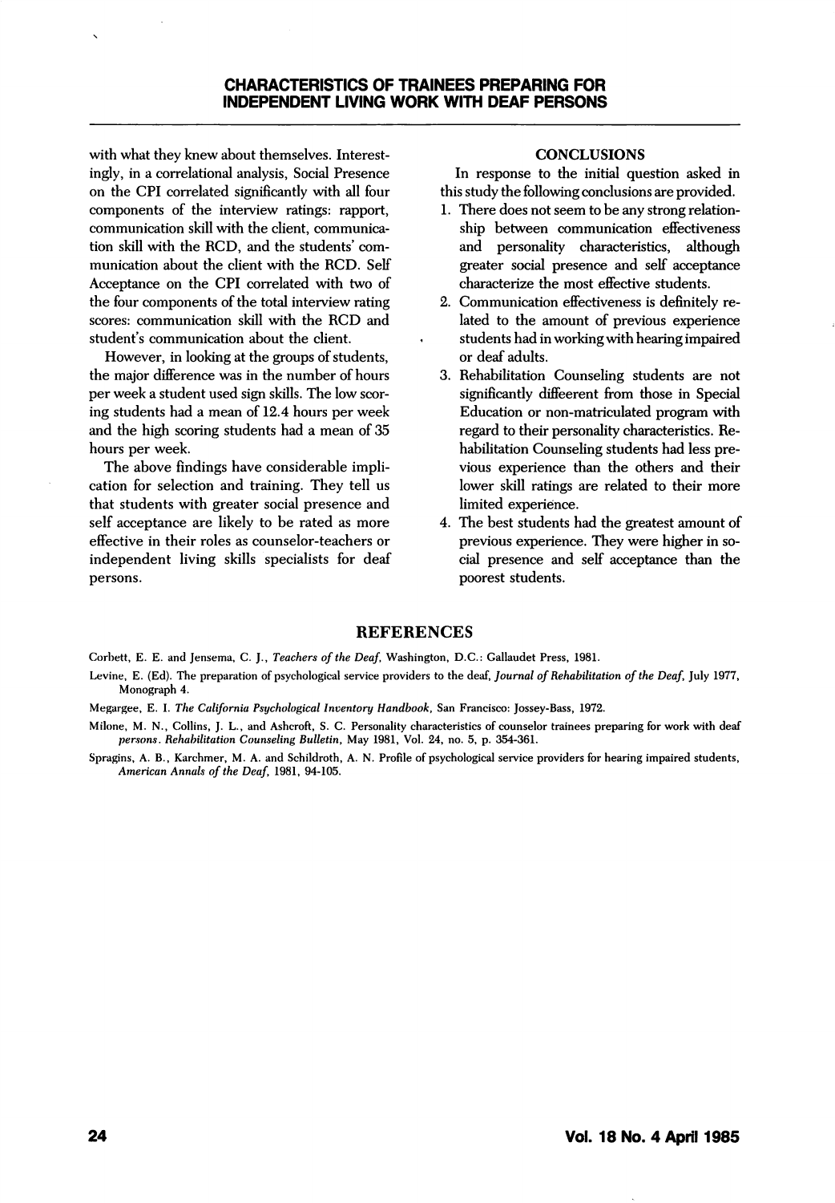with what they knew about themselves. Interestingly, in a correlational analysis, Social Presence on the CPI correlated significantly with all four components of the interview ratings: rapport, communication skill with the client, communication skill with the RCD, and the students' communication about the client with the RCD. Self Acceptance on the CPI correlated with two of the four components of the total interview rating scores: communication skill with the RCD and student's communication about the client.

However, in looking at the groups of students, the major difference was in the number of hours per week a student used sign skills. The low scoring students had a mean of 12.4 hours per week and the high scoring students had a mean of 35 hours per week.

The above findings have considerable implication for selection and training. They tell us that students with greater social presence and self acceptance are likely to be rated as more effective in their roles as counselor-teachers or independent living skills specialists for deaf persons.

## CONCLUSIONS

In response to the initial question asked in this study the following conclusions are provided.

1. There does not seem to be any strong relationship between communication effectiveness and personality characteristics, although greater social presence and self acceptance characterize the most effective students.
2. Communication effectiveness is definitely related to the amount of previous experience students had in working with hearing impaired or deaf adults.
3. Rehabilitation Counseling students are not significantly diffeerent from those in Special Education or non-matriculated program with regard to their personality characteristics. Rehabilitation Counseling students had less previous experience than the others and their lower skill ratings are related to their more limited experience.
4. The best students had the greatest amount of previous experience. They were higher in social presence and self acceptance than the poorest students.

## REFERENCES

Corbett, E. E. and Jensema, C. J., *Teachers of the Deaf*, Washington, D.C.: Gallaudet Press, 1981.

Levine, E. (Ed). The preparation of psychological service providers to the deaf, *Journal of Rehabilitation of the Deaf*, July 1977, Monograph 4.

Megargee, E. I. *The California Psychological Inventory Handbook*, San Francisco: Jossey-Bass, 1972.

Milone, M. N., Collins, J. L., and Ashcroft, S. C. Personality characteristics of counselor trainees preparing for work with deaf persons. *Rehabilitation Counseling Bulletin*, May 1981, Vol. 24, no. 5, p. 354-361.

Spragins, A. B., Karchmer, M. A. and Schildroth, A. N. Profile of psychological service providers for hearing impaired students, *American Annals of the Deaf*, 1981, 94-105.